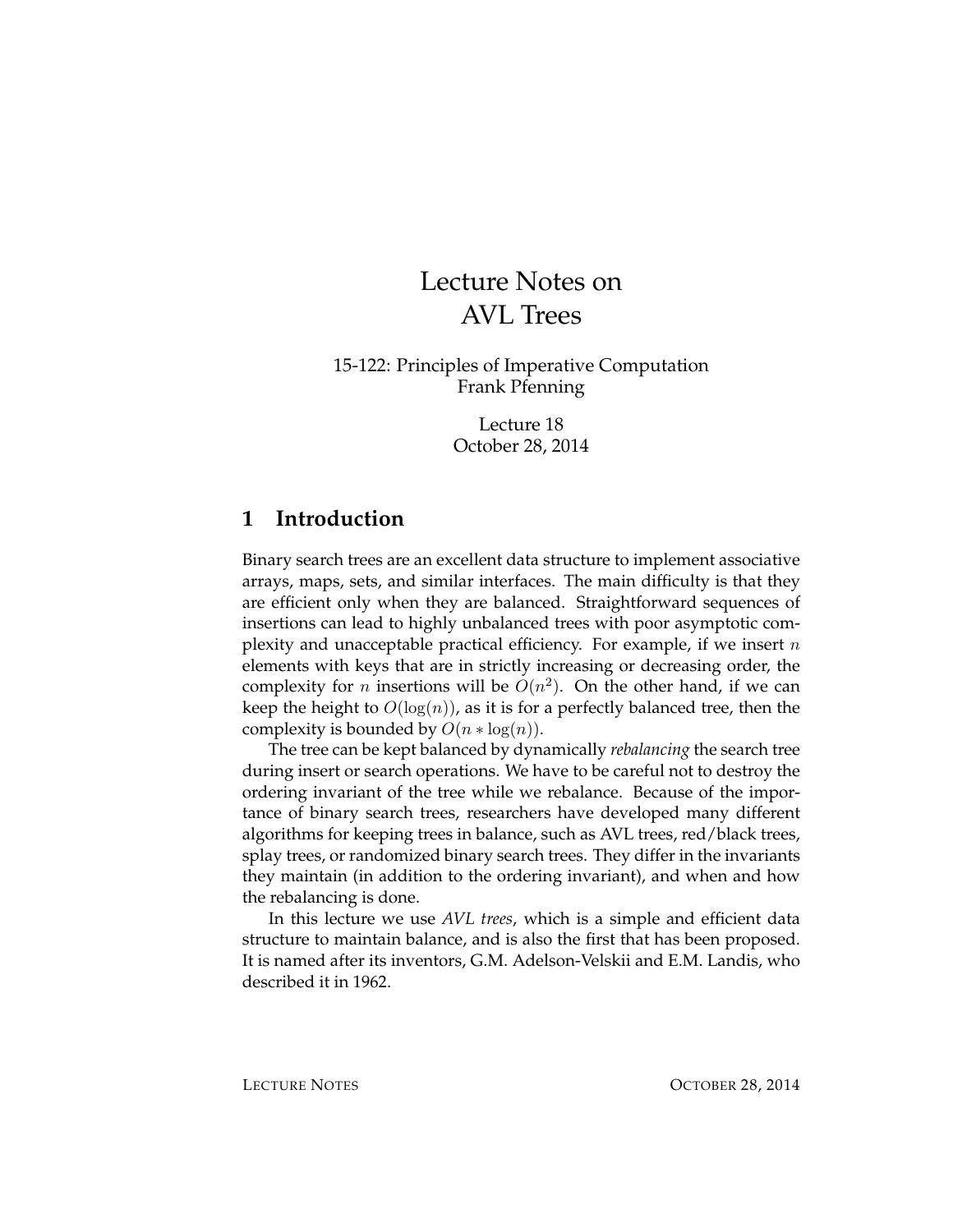# Lecture Notes on AVL Trees

15-122: Principles of Imperative Computation
Frank Pfenning

Lecture 18
October 28, 2014

## 1 Introduction

Binary search trees are an excellent data structure to implement associative arrays, maps, sets, and similar interfaces. The main difficulty is that they are efficient only when they are balanced. Straightforward sequences of insertions can lead to highly unbalanced trees with poor asymptotic complexity and unacceptable practical efficiency. For example, if we insert $n$ elements with keys that are in strictly increasing or decreasing order, the complexity for $n$ insertions will be $O(n^2)$. On the other hand, if we can keep the height to $O(\log(n))$, as it is for a perfectly balanced tree, then the complexity is bounded by $O(n * \log(n))$.

The tree can be kept balanced by dynamically *rebalancing* the search tree during insert or search operations. We have to be careful not to destroy the ordering invariant of the tree while we rebalance. Because of the importance of binary search trees, researchers have developed many different algorithms for keeping trees in balance, such as AVL trees, red/black trees, splay trees, or randomized binary search trees. They differ in the invariants they maintain (in addition to the ordering invariant), and when and how the rebalancing is done.

In this lecture we use *AVL trees*, which is a simple and efficient data structure to maintain balance, and is also the first that has been proposed. It is named after its inventors, G.M. Adelson-Velskii and E.M. Landis, who described it in 1962.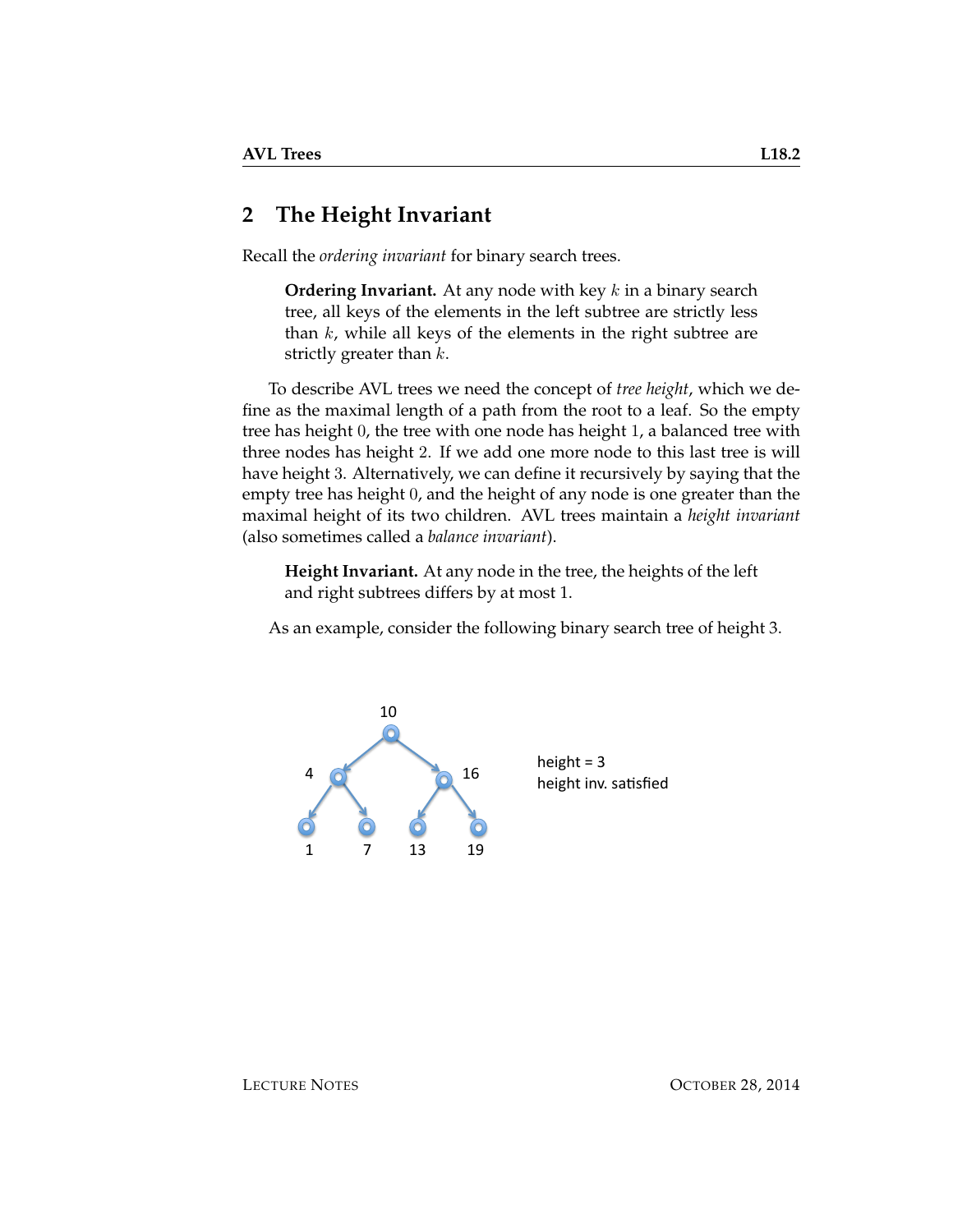## 2 The Height Invariant

Recall the *ordering invariant* for binary search trees.

> **Ordering Invariant.** At any node with key $k$ in a binary search tree, all keys of the elements in the left subtree are strictly less than $k$, while all keys of the elements in the right subtree are strictly greater than $k$.

To describe AVL trees we need the concept of *tree height*, which we define as the maximal length of a path from the root to a leaf. So the empty tree has height $0$, the tree with one node has height $1$, a balanced tree with three nodes has height $2$. If we add one more node to this last tree is will have height $3$. Alternatively, we can define it recursively by saying that the empty tree has height $0$, and the height of any node is one greater than the maximal height of its two children. AVL trees maintain a *height invariant* (also sometimes called a *balance invariant*).

> **Height Invariant.** At any node in the tree, the heights of the left and right subtrees differs by at most 1.

As an example, consider the following binary search tree of height 3.

height = 3
height inv. satisfied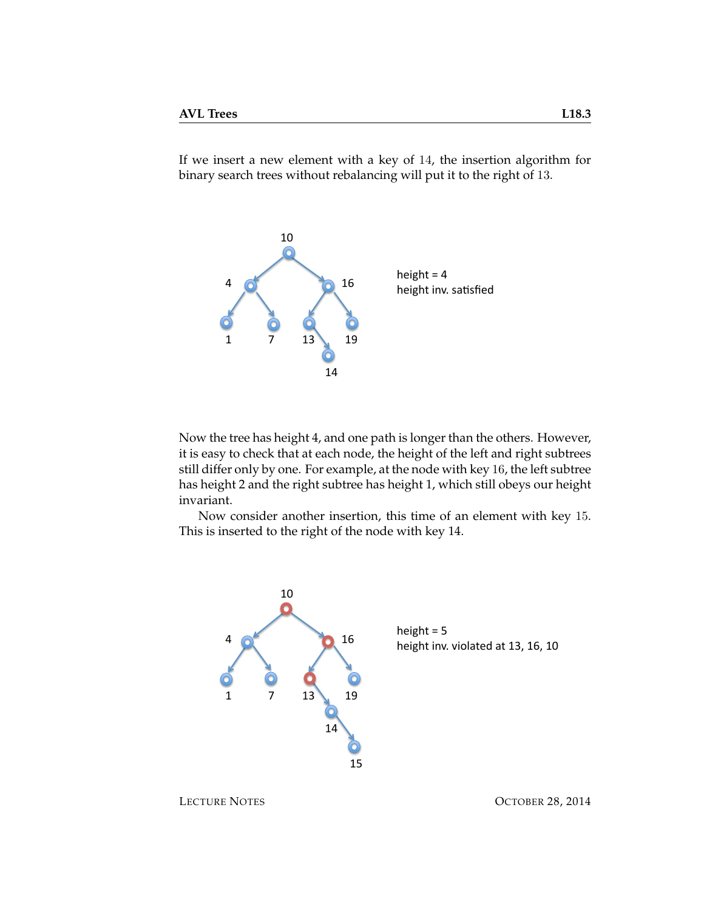If we insert a new element with a key of 14, the insertion algorithm for binary search trees without rebalancing will put it to the right of 13.

Now the tree has height 4, and one path is longer than the others. However, it is easy to check that at each node, the height of the left and right subtrees still differ only by one. For example, at the node with key 16, the left subtree has height 2 and the right subtree has height 1, which still obeys our height invariant.

Now consider another insertion, this time of an element with key 15. This is inserted to the right of the node with key 14.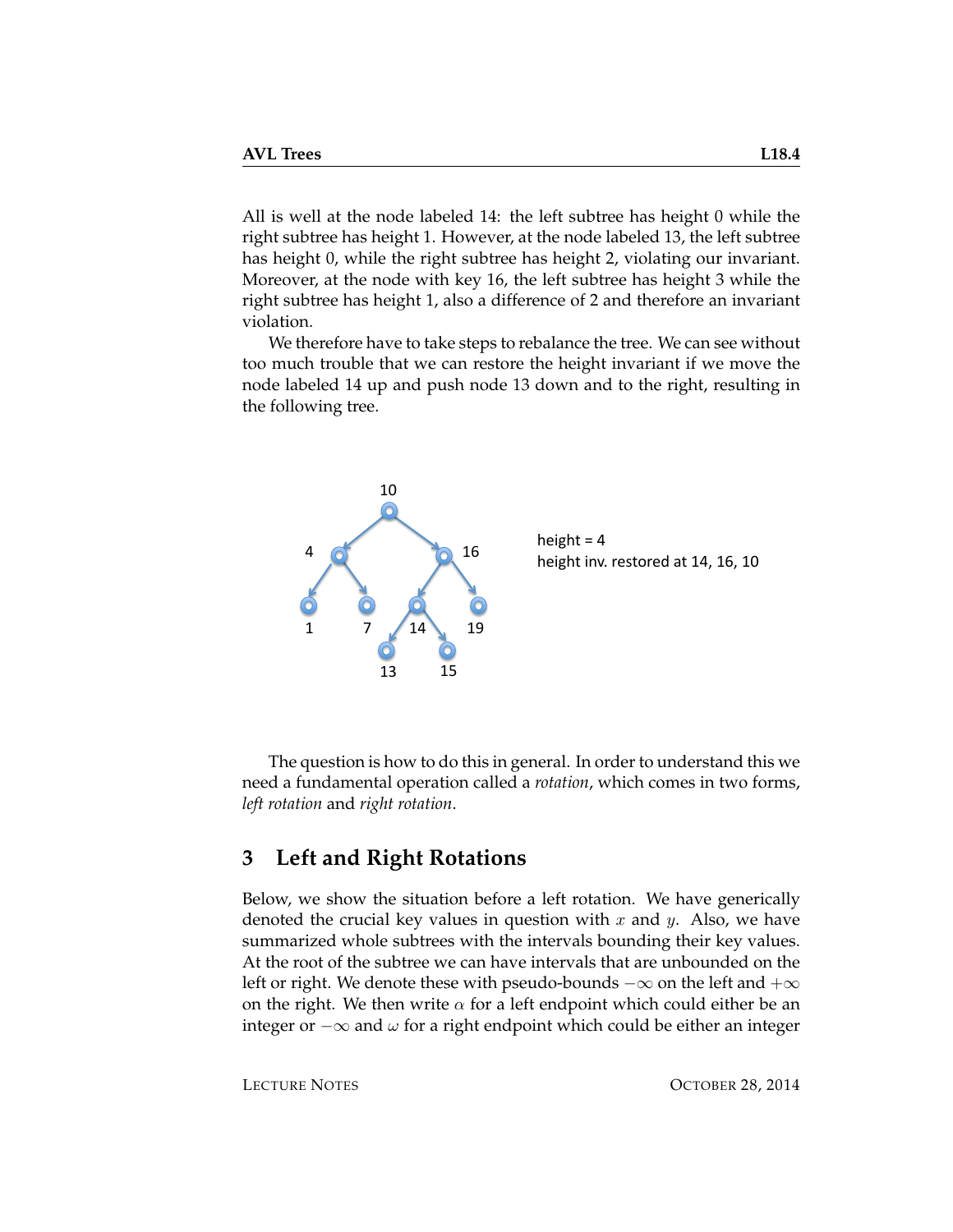All is well at the node labeled 14: the left subtree has height 0 while the right subtree has height 1. However, at the node labeled 13, the left subtree has height 0, while the right subtree has height 2, violating our invariant. Moreover, at the node with key 16, the left subtree has height 3 while the right subtree has height 1, also a difference of 2 and therefore an invariant violation.

We therefore have to take steps to rebalance the tree. We can see without too much trouble that we can restore the height invariant if we move the node labeled 14 up and push node 13 down and to the right, resulting in the following tree.

The question is how to do this in general. In order to understand this we need a fundamental operation called a *rotation*, which comes in two forms, *left rotation* and *right rotation*.

## 3 Left and Right Rotations

Below, we show the situation before a left rotation. We have generically denoted the crucial key values in question with $x$ and $y$. Also, we have summarized whole subtrees with the intervals bounding their key values. At the root of the subtree we can have intervals that are unbounded on the left or right. We denote these with pseudo-bounds $-\infty$ on the left and $+\infty$ on the right. We then write $\alpha$ for a left endpoint which could either be an integer or $-\infty$ and $\omega$ for a right endpoint which could be either an integer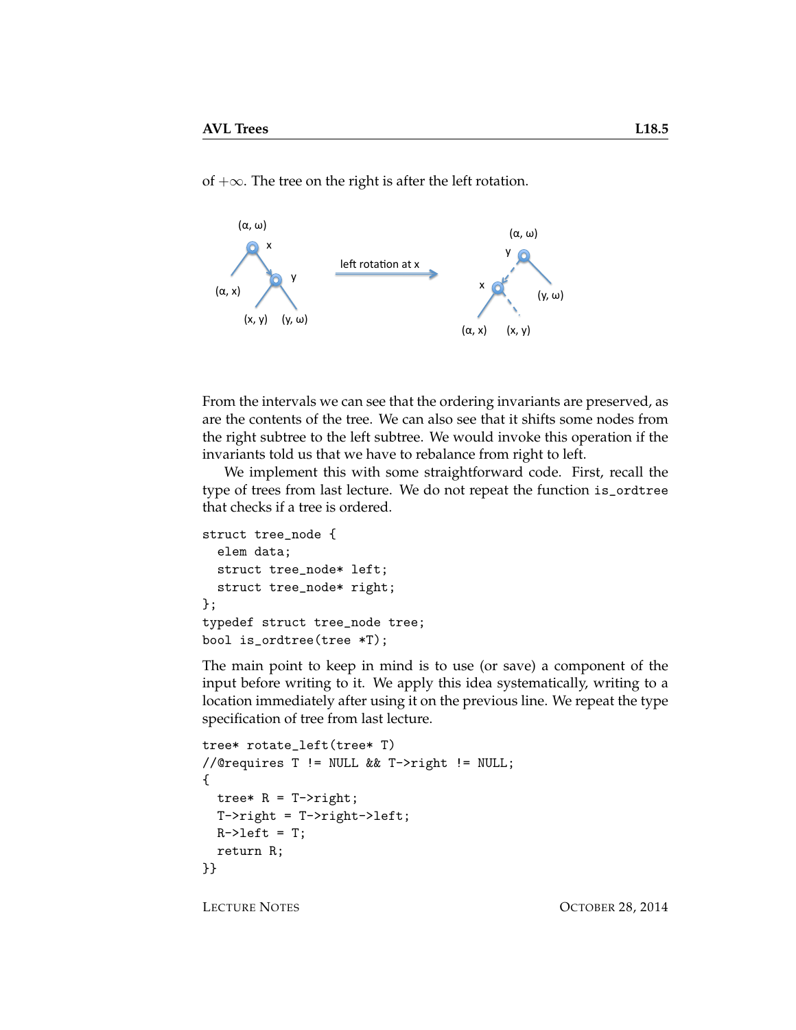of $+\infty$. The tree on the right is after the left rotation.

From the intervals we can see that the ordering invariants are preserved, as are the contents of the tree. We can also see that it shifts some nodes from the right subtree to the left subtree. We would invoke this operation if the invariants told us that we have to rebalance from right to left.

We implement this with some straightforward code. First, recall the type of trees from last lecture. We do not repeat the function is_ordtree that checks if a tree is ordered.

```
struct tree_node {
  elem data;
  struct tree_node* left;
  struct tree_node* right;
};
typedef struct tree_node tree;
bool is_ordtree(tree *T);
```

The main point to keep in mind is to use (or save) a component of the input before writing to it. We apply this idea systematically, writing to a location immediately after using it on the previous line. We repeat the type specification of tree from last lecture.

```
tree* rotate_left(tree* T)
//@requires T != NULL && T->right != NULL;
{
  tree* R = T->right;
  T->right = T->right->left;
  R->left = T;
  return R;
}}
```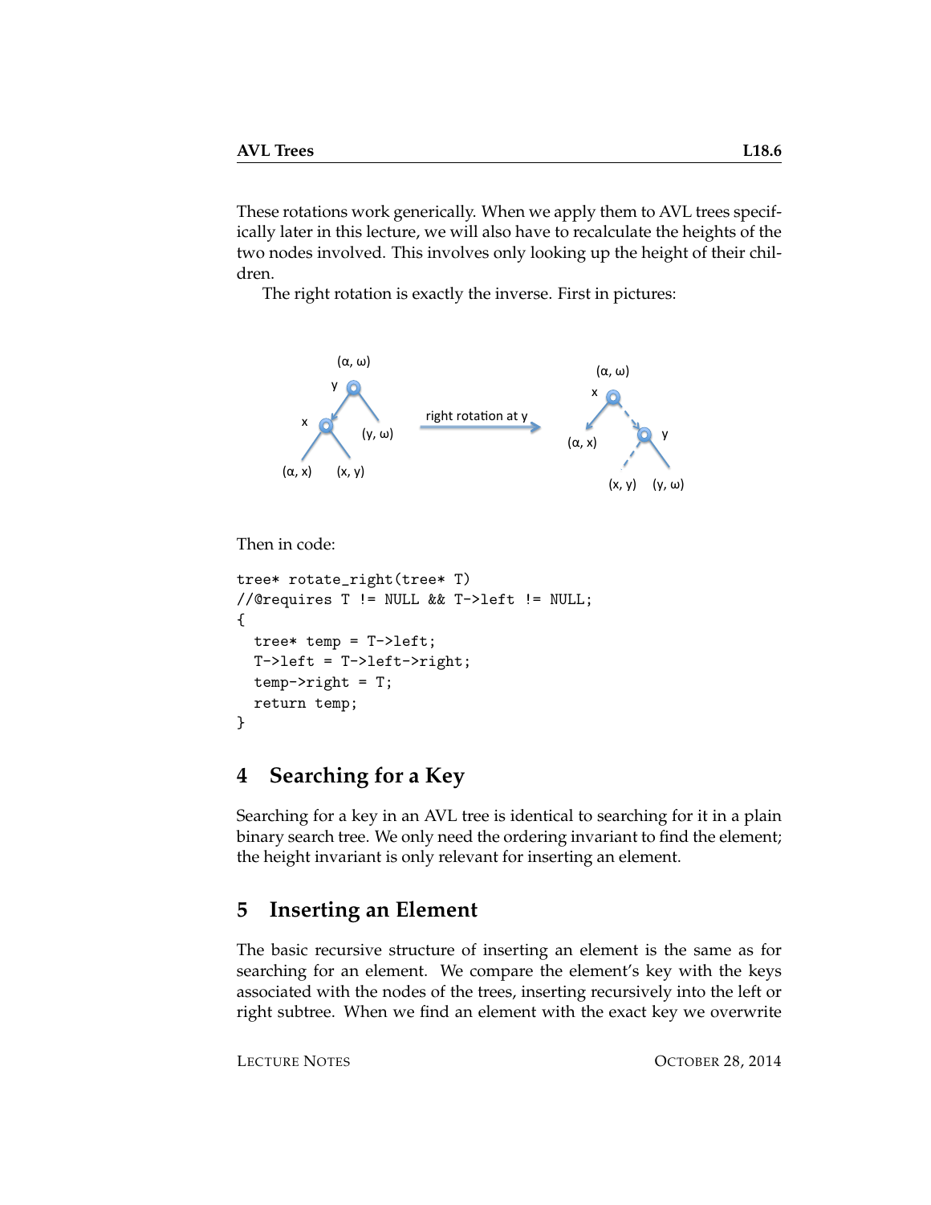These rotations work generically. When we apply them to AVL trees specifically later in this lecture, we will also have to recalculate the heights of the two nodes involved. This involves only looking up the height of their children.

The right rotation is exactly the inverse. First in pictures:

Then in code:

```
tree* rotate_right(tree* T)
//@requires T != NULL && T->left != NULL;
{
  tree* temp = T->left;
  T->left = T->left->right;
  temp->right = T;
  return temp;
}
```

## 4 Searching for a Key

Searching for a key in an AVL tree is identical to searching for it in a plain binary search tree. We only need the ordering invariant to find the element; the height invariant is only relevant for inserting an element.

## 5 Inserting an Element

The basic recursive structure of inserting an element is the same as for searching for an element. We compare the element's key with the keys associated with the nodes of the trees, inserting recursively into the left or right subtree. When we find an element with the exact key we overwrite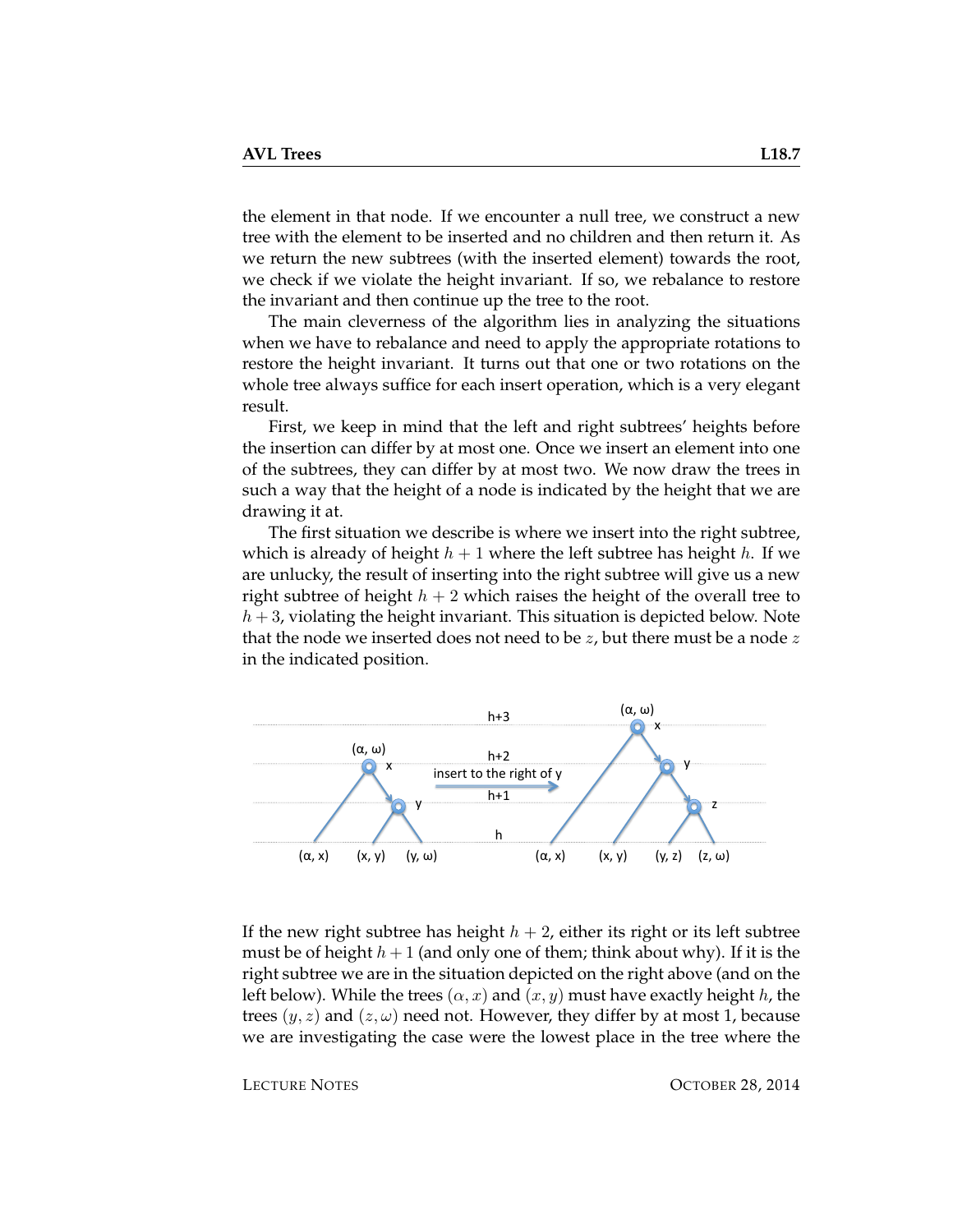the element in that node. If we encounter a null tree, we construct a new tree with the element to be inserted and no children and then return it. As we return the new subtrees (with the inserted element) towards the root, we check if we violate the height invariant. If so, we rebalance to restore the invariant and then continue up the tree to the root.

The main cleverness of the algorithm lies in analyzing the situations when we have to rebalance and need to apply the appropriate rotations to restore the height invariant. It turns out that one or two rotations on the whole tree always suffice for each insert operation, which is a very elegant result.

First, we keep in mind that the left and right subtrees' heights before the insertion can differ by at most one. Once we insert an element into one of the subtrees, they can differ by at most two. We now draw the trees in such a way that the height of a node is indicated by the height that we are drawing it at.

The first situation we describe is where we insert into the right subtree, which is already of height $h + 1$ where the left subtree has height $h$. If we are unlucky, the result of inserting into the right subtree will give us a new right subtree of height $h + 2$ which raises the height of the overall tree to $h + 3$, violating the height invariant. This situation is depicted below. Note that the node we inserted does not need to be $z$, but there must be a node $z$ in the indicated position.

If the new right subtree has height $h + 2$, either its right or its left subtree must be of height $h + 1$ (and only one of them; think about why). If it is the right subtree we are in the situation depicted on the right above (and on the left below). While the trees $(\alpha, x)$ and $(x, y)$ must have exactly height $h$, the trees $(y, z)$ and $(z, \omega)$ need not. However, they differ by at most 1, because we are investigating the case were the lowest place in the tree where the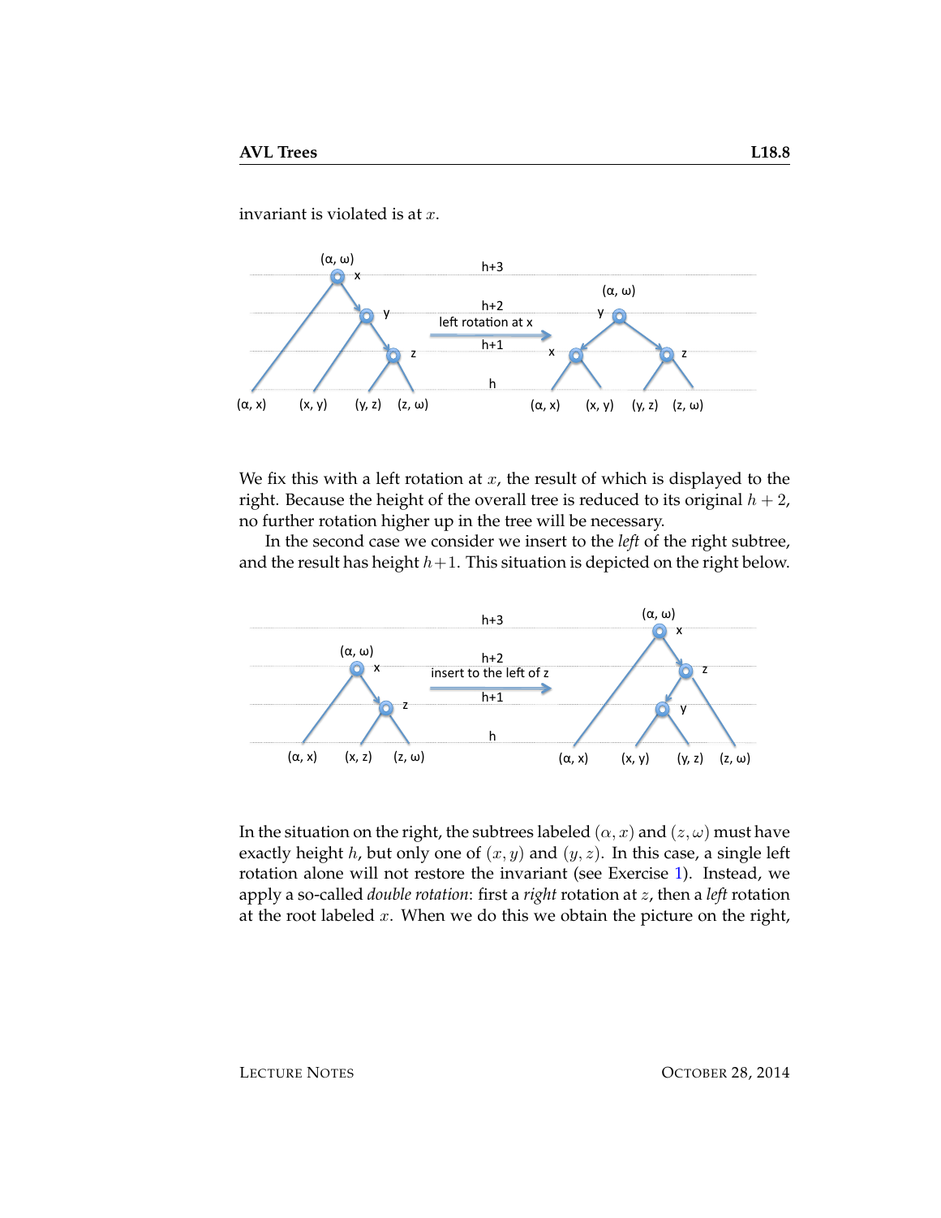invariant is violated is at $x$.

We fix this with a left rotation at $x$, the result of which is displayed to the right. Because the height of the overall tree is reduced to its original $h+2$, no further rotation higher up in the tree will be necessary.

In the second case we consider we insert to the *left* of the right subtree, and the result has height $h+1$. This situation is depicted on the right below.

In the situation on the right, the subtrees labeled $(\alpha, x)$ and $(z, \omega)$ must have exactly height $h$, but only one of $(x, y)$ and $(y, z)$. In this case, a single left rotation alone will not restore the invariant (see Exercise 1). Instead, we apply a so-called *double rotation*: first a *right* rotation at $z$, then a *left* rotation at the root labeled $x$. When we do this we obtain the picture on the right,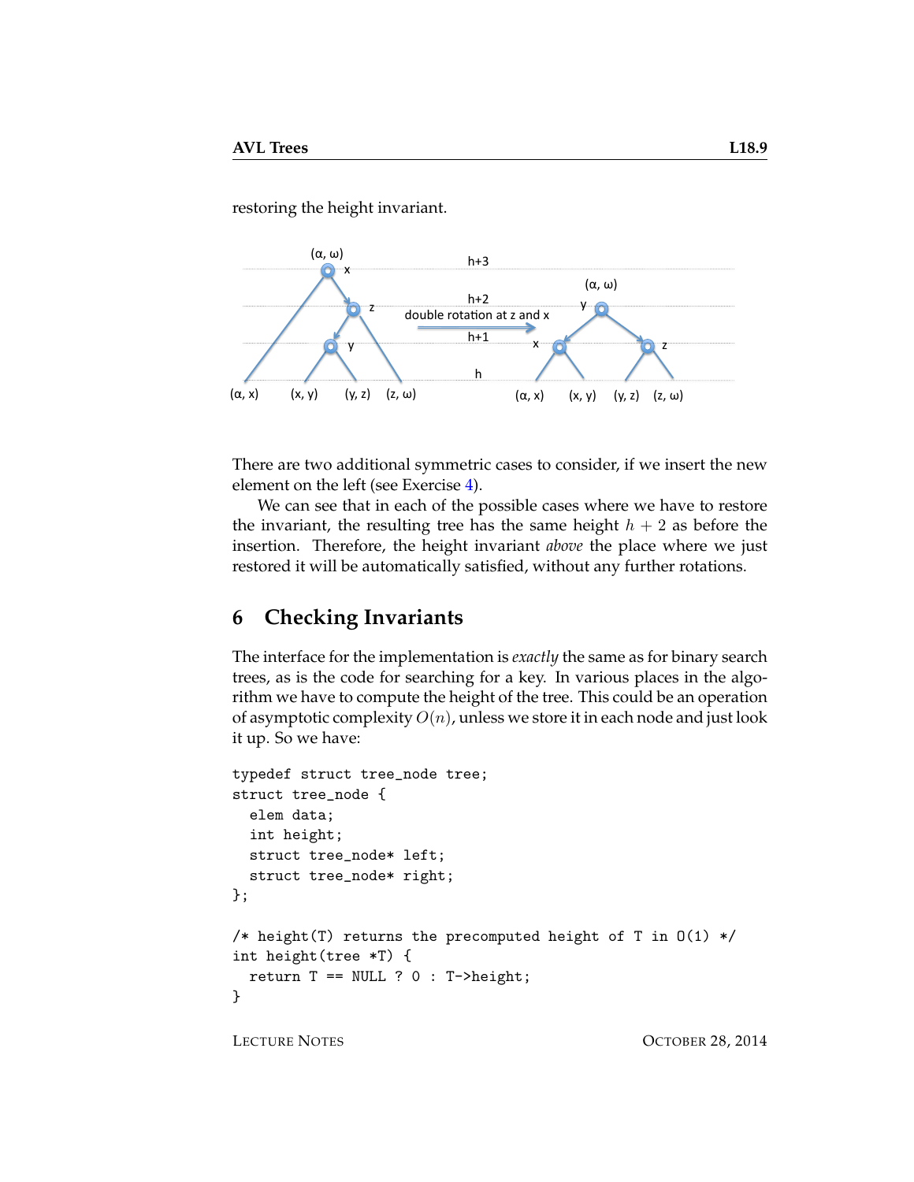restoring the height invariant.

There are two additional symmetric cases to consider, if we insert the new element on the left (see Exercise 4).

We can see that in each of the possible cases where we have to restore the invariant, the resulting tree has the same height $h + 2$ as before the insertion. Therefore, the height invariant *above* the place where we just restored it will be automatically satisfied, without any further rotations.

## 6 Checking Invariants

The interface for the implementation is *exactly* the same as for binary search trees, as is the code for searching for a key. In various places in the algorithm we have to compute the height of the tree. This could be an operation of asymptotic complexity $O(n)$, unless we store it in each node and just look it up. So we have:

```
typedef struct tree_node tree;
struct tree_node {
  elem data;
  int height;
  struct tree_node* left;
  struct tree_node* right;
};

/* height(T) returns the precomputed height of T in O(1) */
int height(tree *T) {
  return T == NULL ? 0 : T->height;
}
```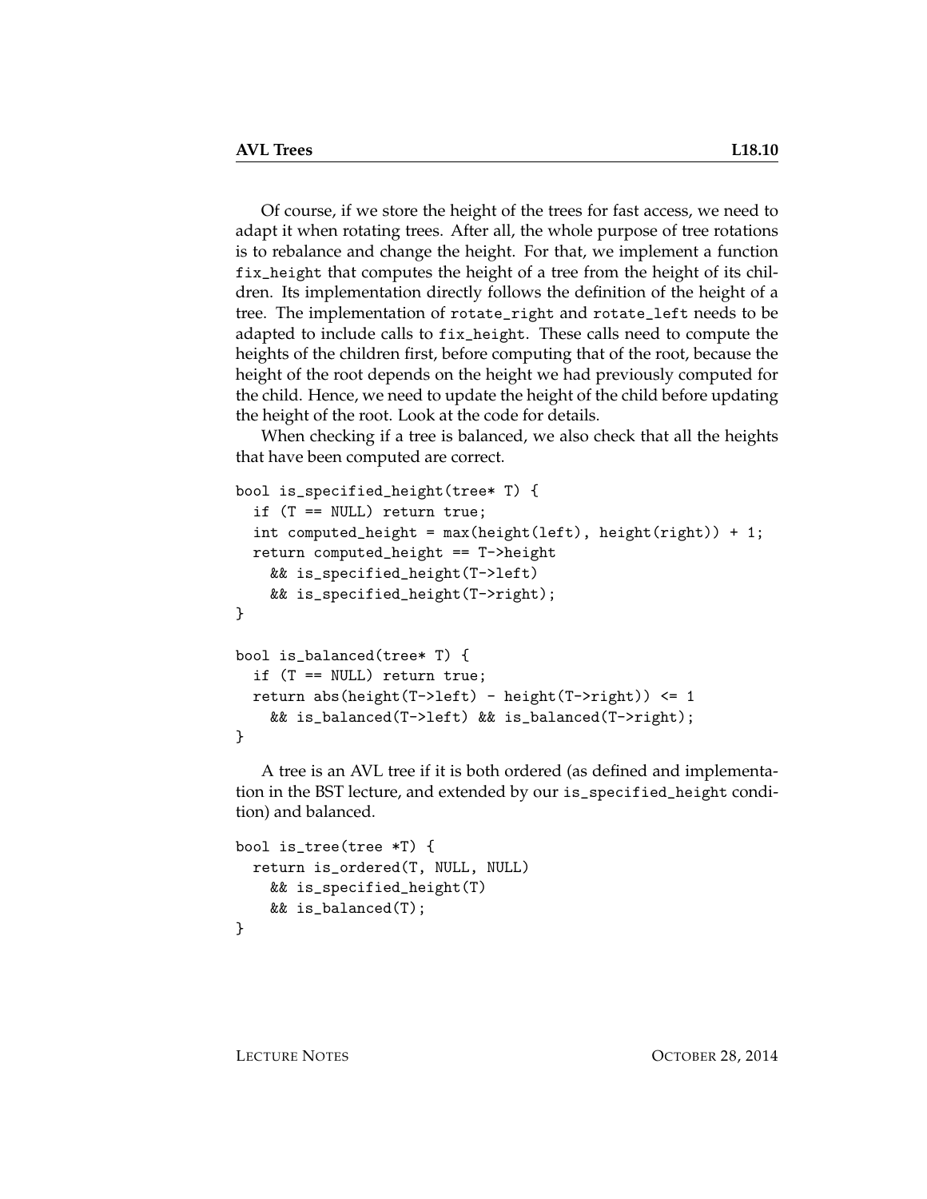Of course, if we store the height of the trees for fast access, we need to adapt it when rotating trees. After all, the whole purpose of tree rotations is to rebalance and change the height. For that, we implement a function `fix_height` that computes the height of a tree from the height of its children. Its implementation directly follows the definition of the height of a tree. The implementation of `rotate_right` and `rotate_left` needs to be adapted to include calls to `fix_height`. These calls need to compute the heights of the children first, before computing that of the root, because the height of the root depends on the height we had previously computed for the child. Hence, we need to update the height of the child before updating the height of the root. Look at the code for details.

When checking if a tree is balanced, we also check that all the heights that have been computed are correct.

```
bool is_specified_height(tree* T) {
  if (T == NULL) return true;
  int computed_height = max(height(left), height(right)) + 1;
  return computed_height == T->height
    && is_specified_height(T->left)
    && is_specified_height(T->right);
}

bool is_balanced(tree* T) {
  if (T == NULL) return true;
  return abs(height(T->left) - height(T->right)) <= 1
    && is_balanced(T->left) && is_balanced(T->right);
}
```

A tree is an AVL tree if it is both ordered (as defined and implementation in the BST lecture, and extended by our `is_specified_height` condition) and balanced.

```
bool is_tree(tree *T) {
  return is_ordered(T, NULL, NULL)
    && is_specified_height(T)
    && is_balanced(T);
}
```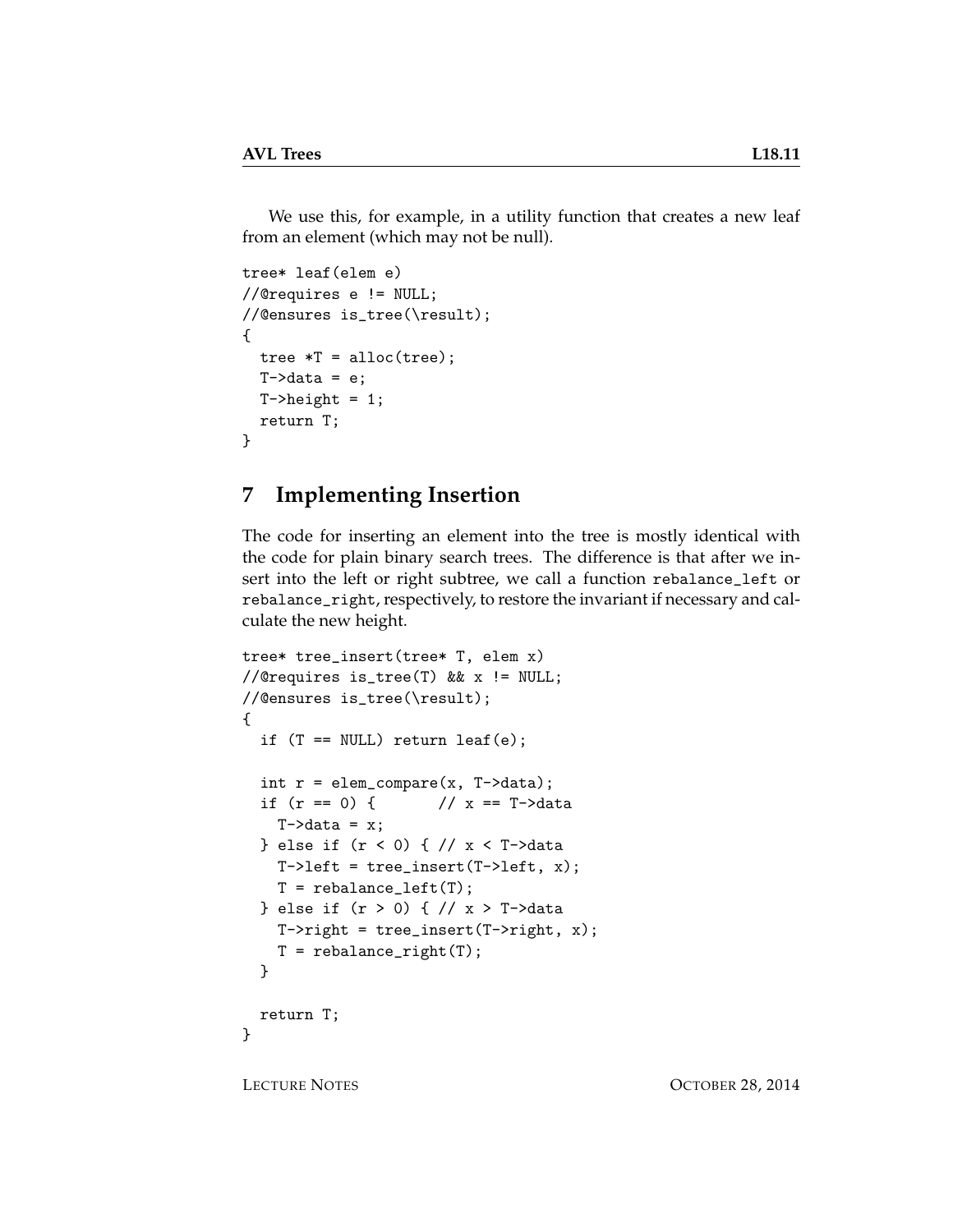We use this, for example, in a utility function that creates a new leaf from an element (which may not be null).

```
tree* leaf(elem e)
//@requires e != NULL;
//@ensures is_tree(\result);
{
  tree *T = alloc(tree);
  T->data = e;
  T->height = 1;
  return T;
}
```

## 7 Implementing Insertion

The code for inserting an element into the tree is mostly identical with the code for plain binary search trees. The difference is that after we insert into the left or right subtree, we call a function `rebalance_left` or `rebalance_right`, respectively, to restore the invariant if necessary and calculate the new height.

```
tree* tree_insert(tree* T, elem x)
//@requires is_tree(T) && x != NULL;
//@ensures is_tree(\result);
{
  if (T == NULL) return leaf(e);

  int r = elem_compare(x, T->data);
  if (r == 0) {        // x == T->data
    T->data = x;
  } else if (r < 0) { // x < T->data
    T->left = tree_insert(T->left, x);
    T = rebalance_left(T);
  } else if (r > 0) { // x > T->data
    T->right = tree_insert(T->right, x);
    T = rebalance_right(T);
  }

  return T;
}
```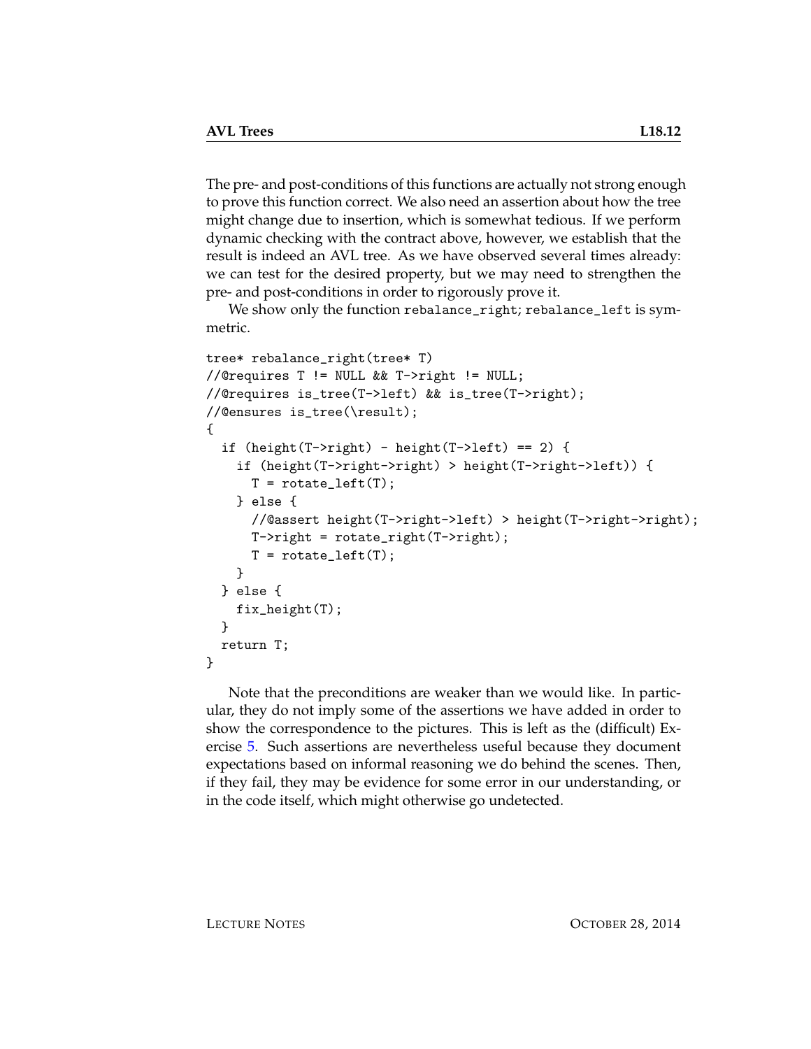The pre- and post-conditions of this functions are actually not strong enough to prove this function correct. We also need an assertion about how the tree might change due to insertion, which is somewhat tedious. If we perform dynamic checking with the contract above, however, we establish that the result is indeed an AVL tree. As we have observed several times already: we can test for the desired property, but we may need to strengthen the pre- and post-conditions in order to rigorously prove it.

We show only the function `rebalance_right`; `rebalance_left` is symmetric.

```
tree* rebalance_right(tree* T)
//@requires T != NULL && T->right != NULL;
//@requires is_tree(T->left) && is_tree(T->right);
//@ensures is_tree(\result);
{
  if (height(T->right) - height(T->left) == 2) {
    if (height(T->right->right) > height(T->right->left)) {
      T = rotate_left(T);
    } else {
      //@assert height(T->right->left) > height(T->right->right);
      T->right = rotate_right(T->right);
      T = rotate_left(T);
    }
  } else {
    fix_height(T);
  }
  return T;
}
```

Note that the preconditions are weaker than we would like. In particular, they do not imply some of the assertions we have added in order to show the correspondence to the pictures. This is left as the (difficult) Exercise 5. Such assertions are nevertheless useful because they document expectations based on informal reasoning we do behind the scenes. Then, if they fail, they may be evidence for some error in our understanding, or in the code itself, which might otherwise go undetected.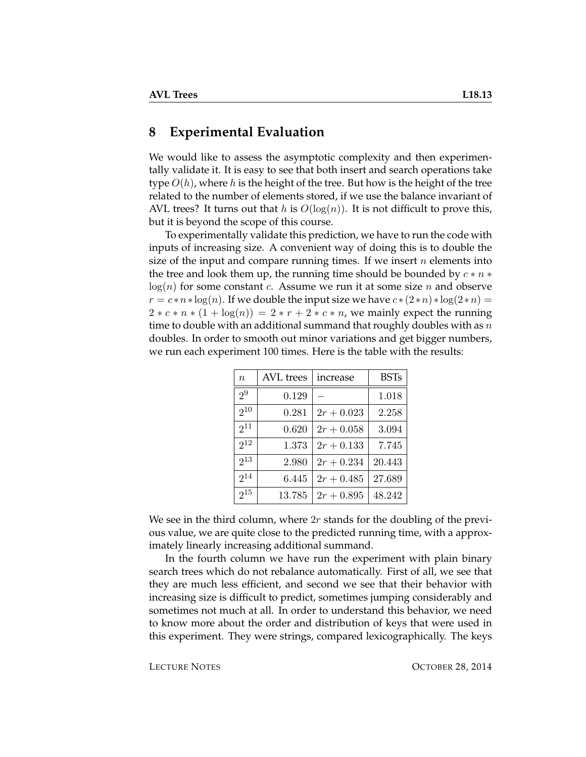## 8 Experimental Evaluation

We would like to assess the asymptotic complexity and then experimentally validate it. It is easy to see that both insert and search operations take type $O(h)$, where $h$ is the height of the tree. But how is the height of the tree related to the number of elements stored, if we use the balance invariant of AVL trees? It turns out that $h$ is $O(\log(n))$. It is not difficult to prove this, but it is beyond the scope of this course.

To experimentally validate this prediction, we have to run the code with inputs of increasing size. A convenient way of doing this is to double the size of the input and compare running times. If we insert $n$ elements into the tree and look them up, the running time should be bounded by $c * n * \log(n)$ for some constant $c$. Assume we run it at some size $n$ and observe $r = c * n * \log(n)$. If we double the input size we have $c * (2 * n) * \log(2 * n) = 2 * c * n * (1 + \log(n)) = 2 * r + 2 * c * n$, we mainly expect the running time to double with an additional summand that roughly doubles with as $n$ doubles. In order to smooth out minor variations and get bigger numbers, we run each experiment 100 times. Here is the table with the results:

| $n$ | AVL trees | increase | BSTs |
|---|---|---|---|
| $2^9$ | 0.129 | − | 1.018 |
| $2^{10}$ | 0.281 | $2r + 0.023$ | 2.258 |
| $2^{11}$ | 0.620 | $2r + 0.058$ | 3.094 |
| $2^{12}$ | 1.373 | $2r + 0.133$ | 7.745 |
| $2^{13}$ | 2.980 | $2r + 0.234$ | 20.443 |
| $2^{14}$ | 6.445 | $2r + 0.485$ | 27.689 |
| $2^{15}$ | 13.785 | $2r + 0.895$ | 48.242 |

We see in the third column, where $2r$ stands for the doubling of the previous value, we are quite close to the predicted running time, with a approximately linearly increasing additional summand.

In the fourth column we have run the experiment with plain binary search trees which do not rebalance automatically. First of all, we see that they are much less efficient, and second we see that their behavior with increasing size is difficult to predict, sometimes jumping considerably and sometimes not much at all. In order to understand this behavior, we need to know more about the order and distribution of keys that were used in this experiment. They were strings, compared lexicographically. The keys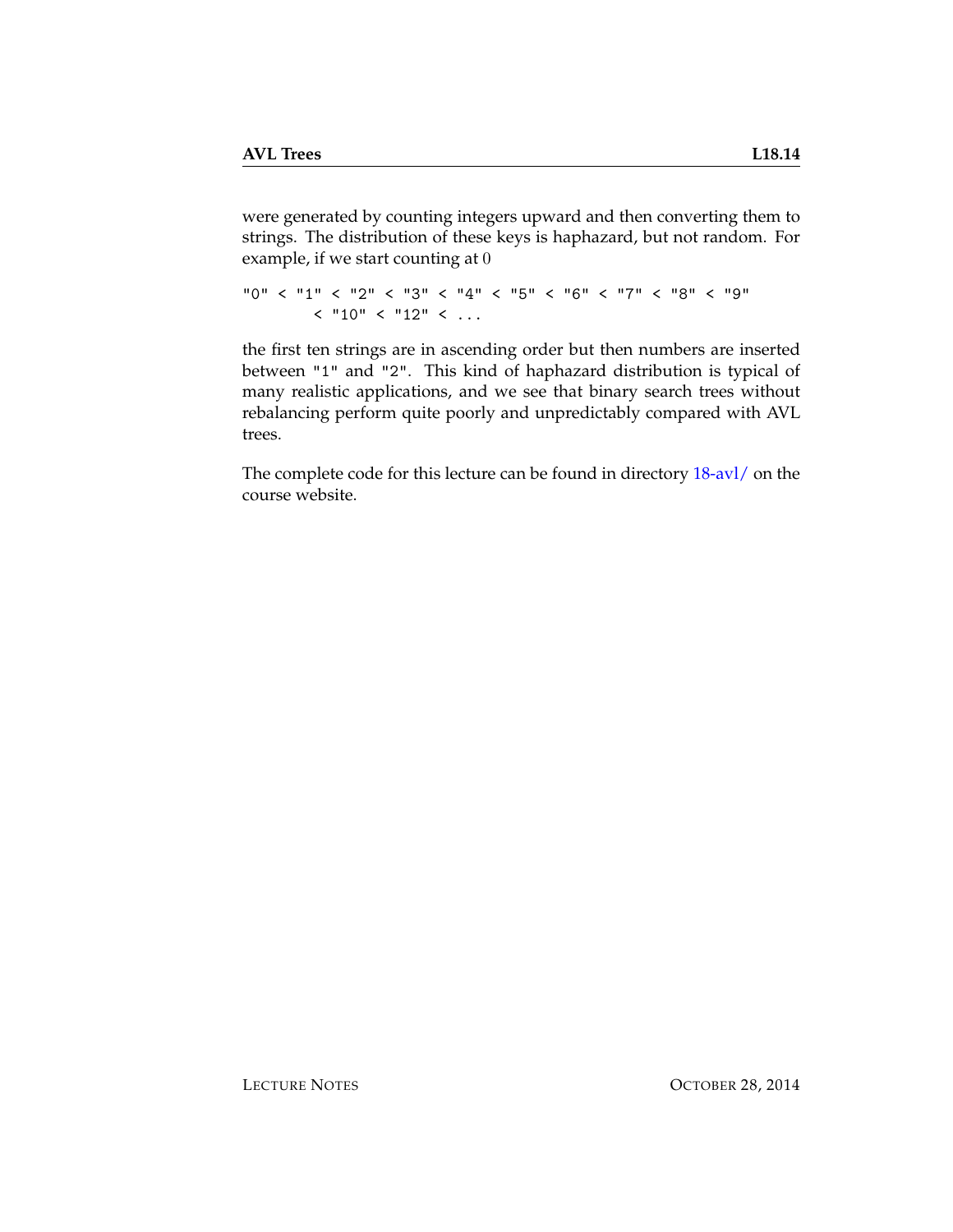were generated by counting integers upward and then converting them to strings. The distribution of these keys is haphazard, but not random. For example, if we start counting at 0

```
"0" < "1" < "2" < "3" < "4" < "5" < "6" < "7" < "8" < "9"
        < "10" < "12" < ...
```

the first ten strings are in ascending order but then numbers are inserted between "1" and "2". This kind of haphazard distribution is typical of many realistic applications, and we see that binary search trees without rebalancing perform quite poorly and unpredictably compared with AVL trees.

The complete code for this lecture can be found in directory 18-avl/ on the course website.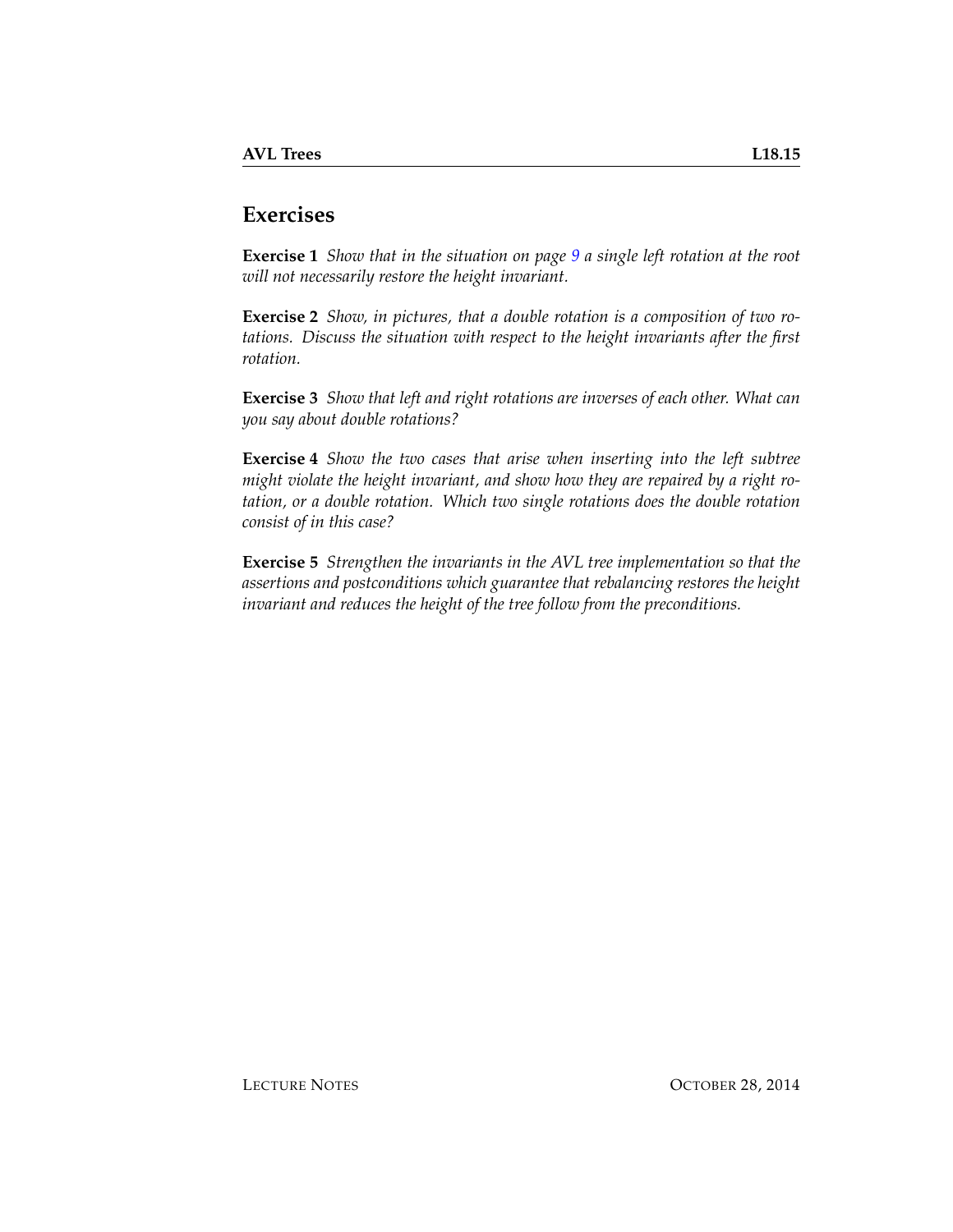## Exercises

**Exercise 1** *Show that in the situation on page 9 a single left rotation at the root will not necessarily restore the height invariant.*

**Exercise 2** *Show, in pictures, that a double rotation is a composition of two rotations. Discuss the situation with respect to the height invariants after the first rotation.*

**Exercise 3** *Show that left and right rotations are inverses of each other. What can you say about double rotations?*

**Exercise 4** *Show the two cases that arise when inserting into the left subtree might violate the height invariant, and show how they are repaired by a right rotation, or a double rotation. Which two single rotations does the double rotation consist of in this case?*

**Exercise 5** *Strengthen the invariants in the AVL tree implementation so that the assertions and postconditions which guarantee that rebalancing restores the height invariant and reduces the height of the tree follow from the preconditions.*